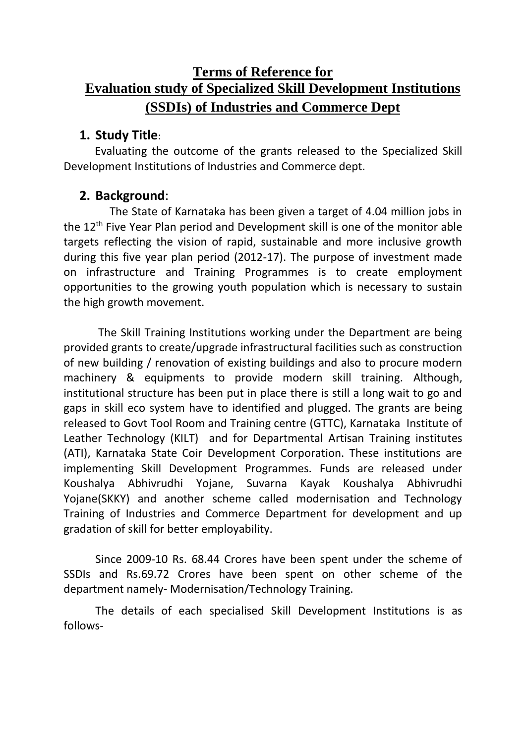# Terms of Reference for Evaluation study of Specialized Skill Development Institutions (SSDIs) of Industries and Commerce Dept

## 1. Study Title:

Evaluating the outcome of the grants released to the Specialized Skill Development Institutions of Industries and Commerce dept.

## 2. Background:

The State of Karnataka has been given a target of 4.04 million jobs in the 12th Five Year Plan period and Development skill is one of the monitor able targets reflecting the vision of rapid, sustainable and more inclusive growth during this five year plan period (2012-17). The purpose of investment made on infrastructure and Training Programmes is to create employment opportunities to the growing youth population which is necessary to sustain the high growth movement.

The Skill Training Institutions working under the Department are being provided grants to create/upgrade infrastructural facilities such as construction of new building / renovation of existing buildings and also to procure modern machinery & equipments to provide modern skill training. Although, institutional structure has been put in place there is still a long wait to go and gaps in skill eco system have to identified and plugged. The grants are being released to Govt Tool Room and Training centre (GTTC), Karnataka Institute of Leather Technology (KILT) and for Departmental Artisan Training institutes (ATI), Karnataka State Coir Development Corporation. These institutions are implementing Skill Development Programmes. Funds are released under Koushalya Abhivrudhi Yojane, Suvarna Kayak Koushalya Abhivrudhi Yojane(SKKY) and another scheme called modernisation and Technology Training of Industries and Commerce Department for development and up gradation of skill for better employability.

Since 2009-10 Rs. 68.44 Crores have been spent under the scheme of SSDIs and Rs.69.72 Crores have been spent on other scheme of the department namely- Modernisation/Technology Training.

The details of each specialised Skill Development Institutions is as follows-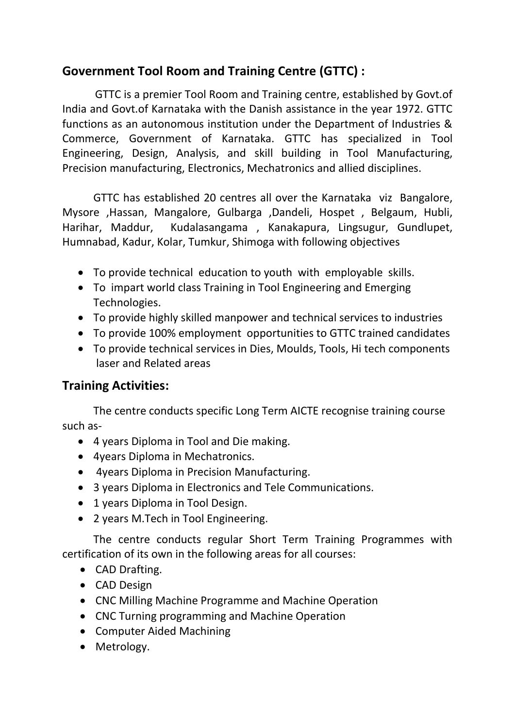## Government Tool Room and Training Centre (GTTC) :

GTTC is a premier Tool Room and Training centre, established by Govt.of India and Govt.of Karnataka with the Danish assistance in the year 1972. GTTC functions as an autonomous institution under the Department of Industries & Commerce, Government of Karnataka. GTTC has specialized in Tool Engineering, Design, Analysis, and skill building in Tool Manufacturing, Precision manufacturing, Electronics, Mechatronics and allied disciplines.

GTTC has established 20 centres all over the Karnataka viz Bangalore, Mysore ,Hassan, Mangalore, Gulbarga ,Dandeli, Hospet , Belgaum, Hubli, Harihar, Maddur, Kudalasangama , Kanakapura, Lingsugur, Gundlupet, Humnabad, Kadur, Kolar, Tumkur, Shimoga with following objectives

- To provide technical education to youth with employable skills.
- To impart world class Training in Tool Engineering and Emerging Technologies.
- To provide highly skilled manpower and technical services to industries
- To provide 100% employment opportunities to GTTC trained candidates
- To provide technical services in Dies, Moulds, Tools, Hi tech components laser and Related areas

## Training Activities:

The centre conducts specific Long Term AICTE recognise training course such as-

- 4 years Diploma in Tool and Die making.
- 4years Diploma in Mechatronics.
- 4years Diploma in Precision Manufacturing.
- 3 years Diploma in Electronics and Tele Communications.
- 1 years Diploma in Tool Design.
- 2 years M.Tech in Tool Engineering.

The centre conducts regular Short Term Training Programmes with certification of its own in the following areas for all courses:

- CAD Drafting.
- CAD Design
- CNC Milling Machine Programme and Machine Operation
- CNC Turning programming and Machine Operation
- Computer Aided Machining
- Metrology.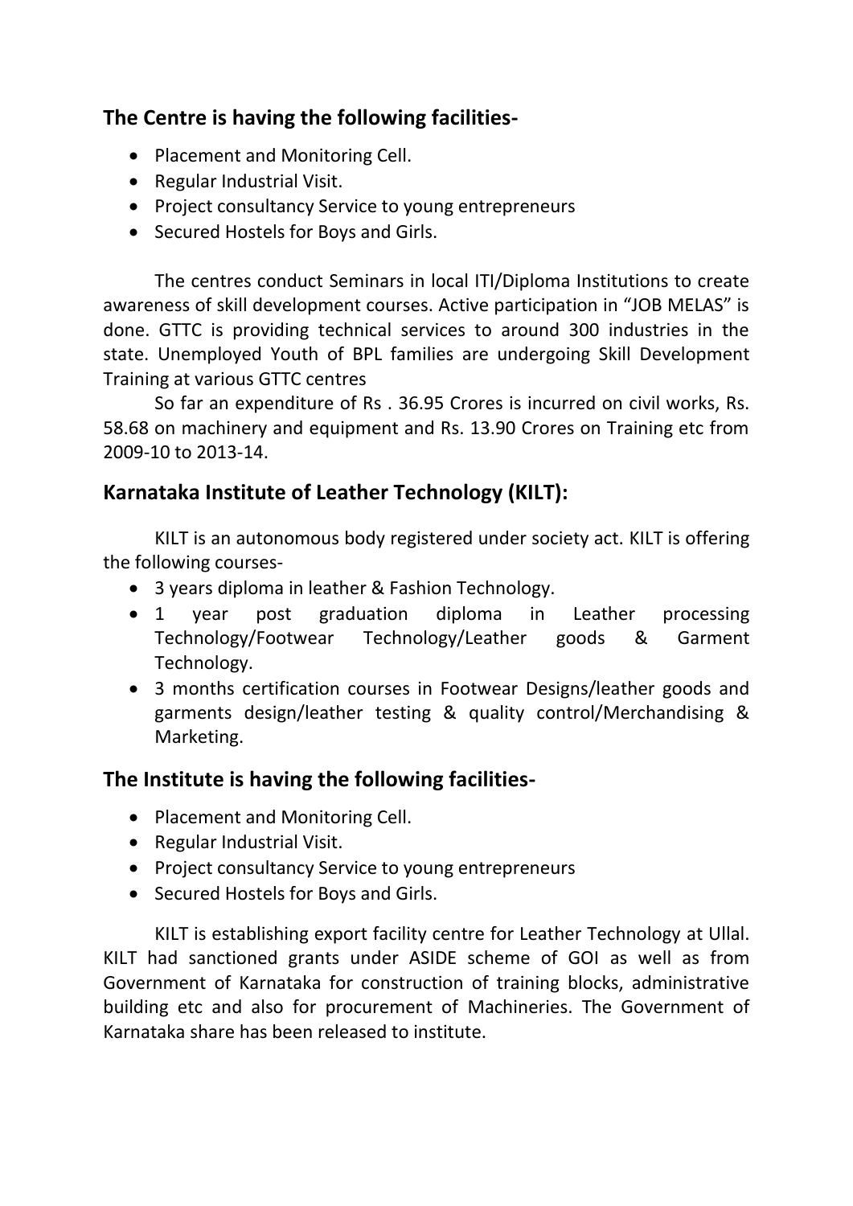## The Centre is having the following facilities-

- Placement and Monitoring Cell.
- Regular Industrial Visit.
- Project consultancy Service to young entrepreneurs
- Secured Hostels for Boys and Girls.

The centres conduct Seminars in local ITI/Diploma Institutions to create awareness of skill development courses. Active participation in "JOB MELAS" is done. GTTC is providing technical services to around 300 industries in the state. Unemployed Youth of BPL families are undergoing Skill Development Training at various GTTC centres

So far an expenditure of Rs . 36.95 Crores is incurred on civil works, Rs. 58.68 on machinery and equipment and Rs. 13.90 Crores on Training etc from 2009-10 to 2013-14.

## Karnataka Institute of Leather Technology (KILT):

KILT is an autonomous body registered under society act. KILT is offering the following courses-

- 3 years diploma in leather & Fashion Technology.
- 1 year post graduation diploma in Leather processing Technology/Footwear Technology/Leather goods & Garment Technology.
- 3 months certification courses in Footwear Designs/leather goods and garments design/leather testing & quality control/Merchandising & Marketing.

## The Institute is having the following facilities-

- Placement and Monitoring Cell.
- Regular Industrial Visit.
- Project consultancy Service to young entrepreneurs
- Secured Hostels for Boys and Girls.

KILT is establishing export facility centre for Leather Technology at Ullal. KILT had sanctioned grants under ASIDE scheme of GOI as well as from Government of Karnataka for construction of training blocks, administrative building etc and also for procurement of Machineries. The Government of Karnataka share has been released to institute.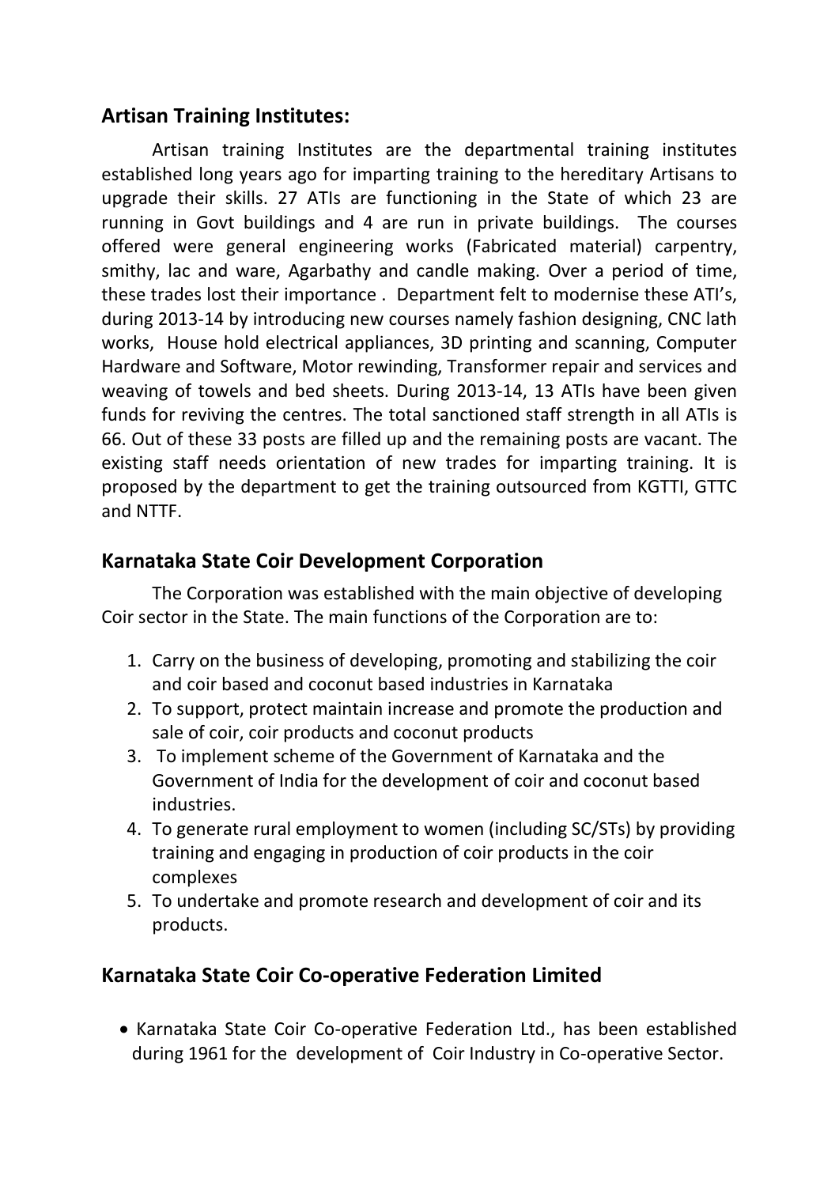## Artisan Training Institutes:

Artisan training Institutes are the departmental training institutes established long years ago for imparting training to the hereditary Artisans to upgrade their skills. 27 ATIs are functioning in the State of which 23 are running in Govt buildings and 4 are run in private buildings. The courses offered were general engineering works (Fabricated material) carpentry, smithy, lac and ware, Agarbathy and candle making. Over a period of time, these trades lost their importance . Department felt to modernise these ATI's, during 2013-14 by introducing new courses namely fashion designing, CNC lath works, House hold electrical appliances, 3D printing and scanning, Computer Hardware and Software, Motor rewinding, Transformer repair and services and weaving of towels and bed sheets. During 2013-14, 13 ATIs have been given funds for reviving the centres. The total sanctioned staff strength in all ATIs is 66. Out of these 33 posts are filled up and the remaining posts are vacant. The existing staff needs orientation of new trades for imparting training. It is proposed by the department to get the training outsourced from KGTTI, GTTC and NTTF.

## Karnataka State Coir Development Corporation

The Corporation was established with the main objective of developing Coir sector in the State. The main functions of the Corporation are to:

1. Carry on the business of developing, promoting and stabilizing the coir and coir based and coconut based industries in Karnataka
2. To support, protect maintain increase and promote the production and sale of coir, coir products and coconut products
3. To implement scheme of the Government of Karnataka and the Government of India for the development of coir and coconut based industries.
4. To generate rural employment to women (including SC/STs) by providing training and engaging in production of coir products in the coir complexes
5. To undertake and promote research and development of coir and its products.

## Karnataka State Coir Co-operative Federation Limited

- Karnataka State Coir Co-operative Federation Ltd., has been established during 1961 for the development of Coir Industry in Co-operative Sector.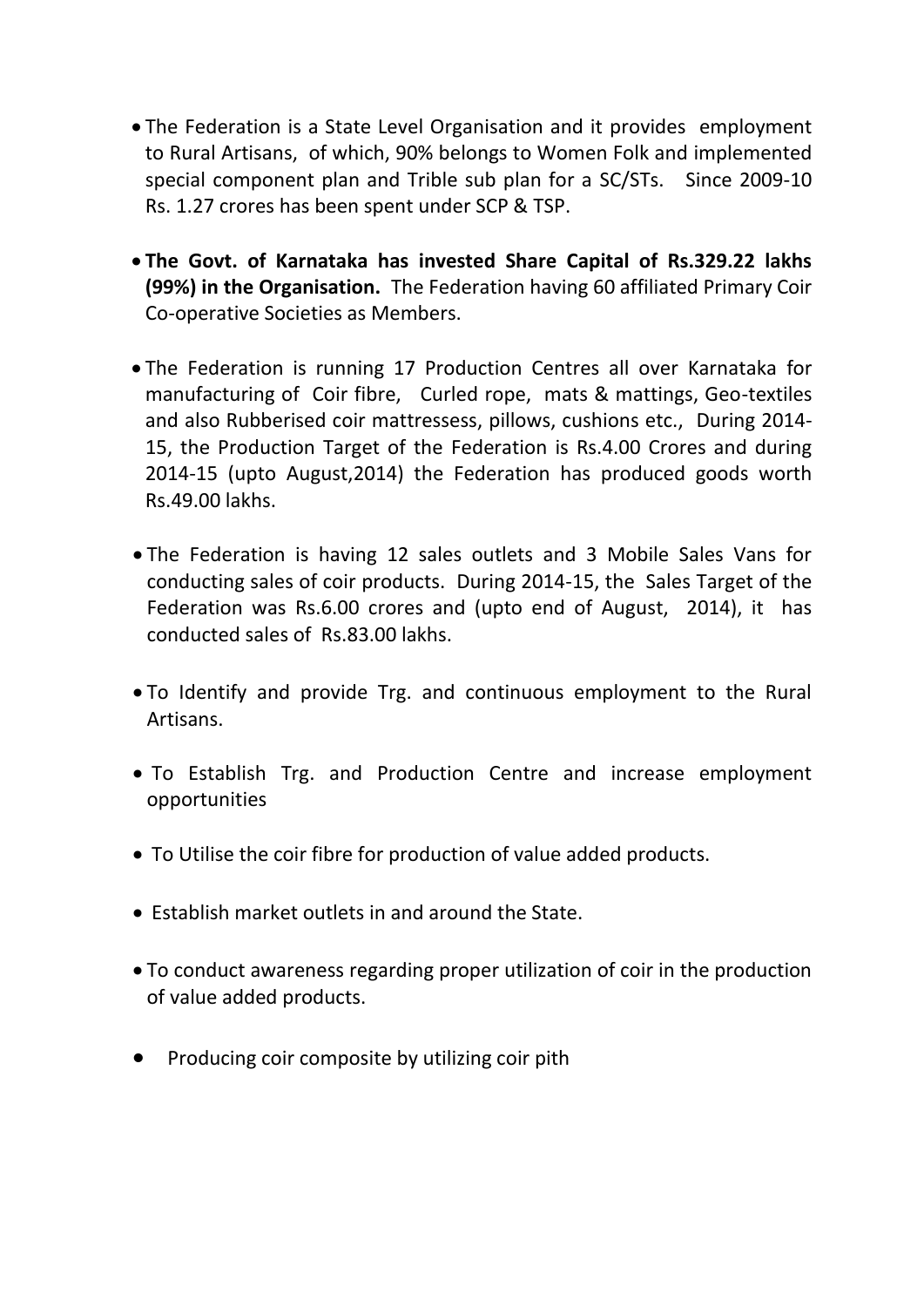- The Federation is a State Level Organisation and it provides employment to Rural Artisans, of which, 90% belongs to Women Folk and implemented special component plan and Trible sub plan for a SC/STs. Since 2009-10 Rs. 1.27 crores has been spent under SCP & TSP.

- **The Govt. of Karnataka has invested Share Capital of Rs.329.22 lakhs (99%) in the Organisation.** The Federation having 60 affiliated Primary Coir Co-operative Societies as Members.

- The Federation is running 17 Production Centres all over Karnataka for manufacturing of Coir fibre, Curled rope, mats & mattings, Geo-textiles and also Rubberised coir mattressess, pillows, cushions etc., During 2014-15, the Production Target of the Federation is Rs.4.00 Crores and during 2014-15 (upto August,2014) the Federation has produced goods worth Rs.49.00 lakhs.

- The Federation is having 12 sales outlets and 3 Mobile Sales Vans for conducting sales of coir products. During 2014-15, the Sales Target of the Federation was Rs.6.00 crores and (upto end of August, 2014), it has conducted sales of Rs.83.00 lakhs.

- To Identify and provide Trg. and continuous employment to the Rural Artisans.

- To Establish Trg. and Production Centre and increase employment opportunities

- To Utilise the coir fibre for production of value added products.

- Establish market outlets in and around the State.

- To conduct awareness regarding proper utilization of coir in the production of value added products.

- Producing coir composite by utilizing coir pith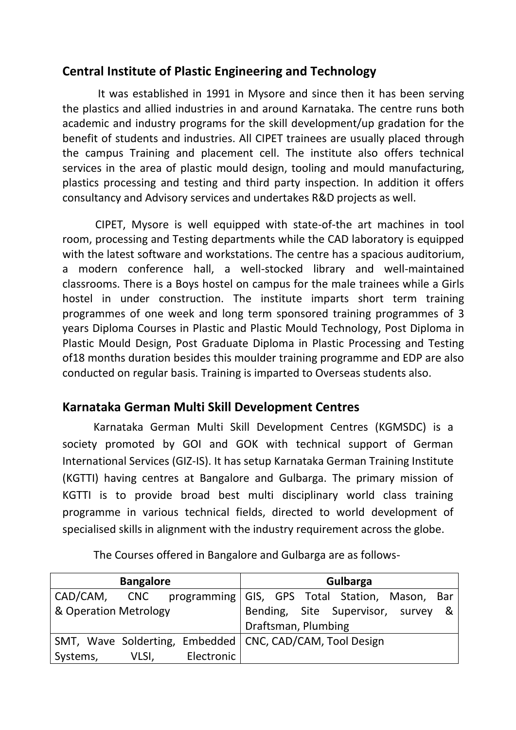## Central Institute of Plastic Engineering and Technology

It was established in 1991 in Mysore and since then it has been serving the plastics and allied industries in and around Karnataka. The centre runs both academic and industry programs for the skill development/up gradation for the benefit of students and industries. All CIPET trainees are usually placed through the campus Training and placement cell. The institute also offers technical services in the area of plastic mould design, tooling and mould manufacturing, plastics processing and testing and third party inspection. In addition it offers consultancy and Advisory services and undertakes R&D projects as well.

CIPET, Mysore is well equipped with state-of-the art machines in tool room, processing and Testing departments while the CAD laboratory is equipped with the latest software and workstations. The centre has a spacious auditorium, a modern conference hall, a well-stocked library and well-maintained classrooms. There is a Boys hostel on campus for the male trainees while a Girls hostel in under construction. The institute imparts short term training programmes of one week and long term sponsored training programmes of 3 years Diploma Courses in Plastic and Plastic Mould Technology, Post Diploma in Plastic Mould Design, Post Graduate Diploma in Plastic Processing and Testing of18 months duration besides this moulder training programme and EDP are also conducted on regular basis. Training is imparted to Overseas students also.

## Karnataka German Multi Skill Development Centres

Karnataka German Multi Skill Development Centres (KGMSDC) is a society promoted by GOI and GOK with technical support of German International Services (GIZ-IS). It has setup Karnataka German Training Institute (KGTTI) having centres at Bangalore and Gulbarga. The primary mission of KGTTI is to provide broad best multi disciplinary world class training programme in various technical fields, directed to world development of specialised skills in alignment with the industry requirement across the globe.

The Courses offered in Bangalore and Gulbarga are as follows-

| Bangalore | Gulbarga |
| --- | --- |
| CAD/CAM, CNC programming & Operation Metrology | GIS, GPS Total Station, Mason, Bar Bending, Site Supervisor, survey & Draftsman, Plumbing |
| SMT, Wave Solderting, Embedded Systems, VLSI, Electronic | CNC, CAD/CAM, Tool Design |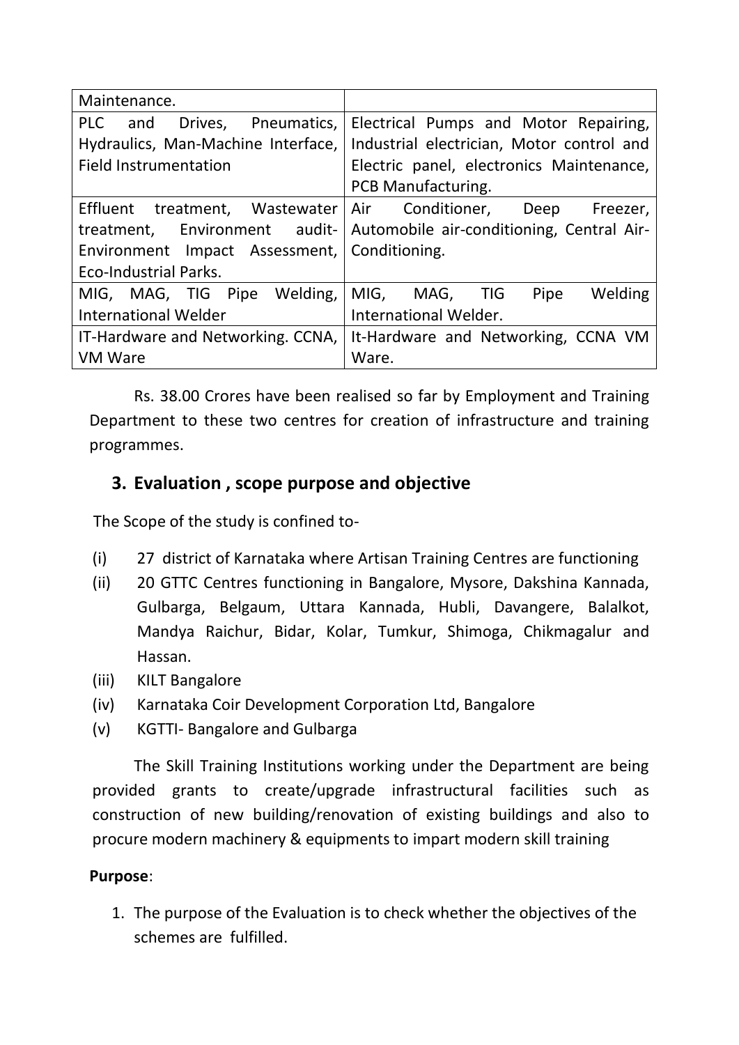| | |
|---|---|
| Maintenance. | |
| PLC and Drives, Pneumatics, Hydraulics, Man-Machine Interface, Field Instrumentation | Electrical Pumps and Motor Repairing, Industrial electrician, Motor control and Electric panel, electronics Maintenance, PCB Manufacturing. |
| Effluent treatment, Wastewater treatment, Environment audit-Environment Impact Assessment, Eco-Industrial Parks. | Air Conditioner, Deep Freezer, Automobile air-conditioning, Central Air-Conditioning. |
| MIG, MAG, TIG Pipe Welding, International Welder | MIG, MAG, TIG Pipe Welding International Welder. |
| IT-Hardware and Networking. CCNA, VM Ware | It-Hardware and Networking, CCNA VM Ware. |

Rs. 38.00 Crores have been realised so far by Employment and Training Department to these two centres for creation of infrastructure and training programmes.

## 3. Evaluation , scope purpose and objective

The Scope of the study is confined to-

(i) 27 district of Karnataka where Artisan Training Centres are functioning

(ii) 20 GTTC Centres functioning in Bangalore, Mysore, Dakshina Kannada, Gulbarga, Belgaum, Uttara Kannada, Hubli, Davangere, Balalkot, Mandya Raichur, Bidar, Kolar, Tumkur, Shimoga, Chikmagalur and Hassan.

(iii) KILT Bangalore

(iv) Karnataka Coir Development Corporation Ltd, Bangalore

(v) KGTTI- Bangalore and Gulbarga

The Skill Training Institutions working under the Department are being provided grants to create/upgrade infrastructural facilities such as construction of new building/renovation of existing buildings and also to procure modern machinery & equipments to impart modern skill training

**Purpose**:

1. The purpose of the Evaluation is to check whether the objectives of the schemes are fulfilled.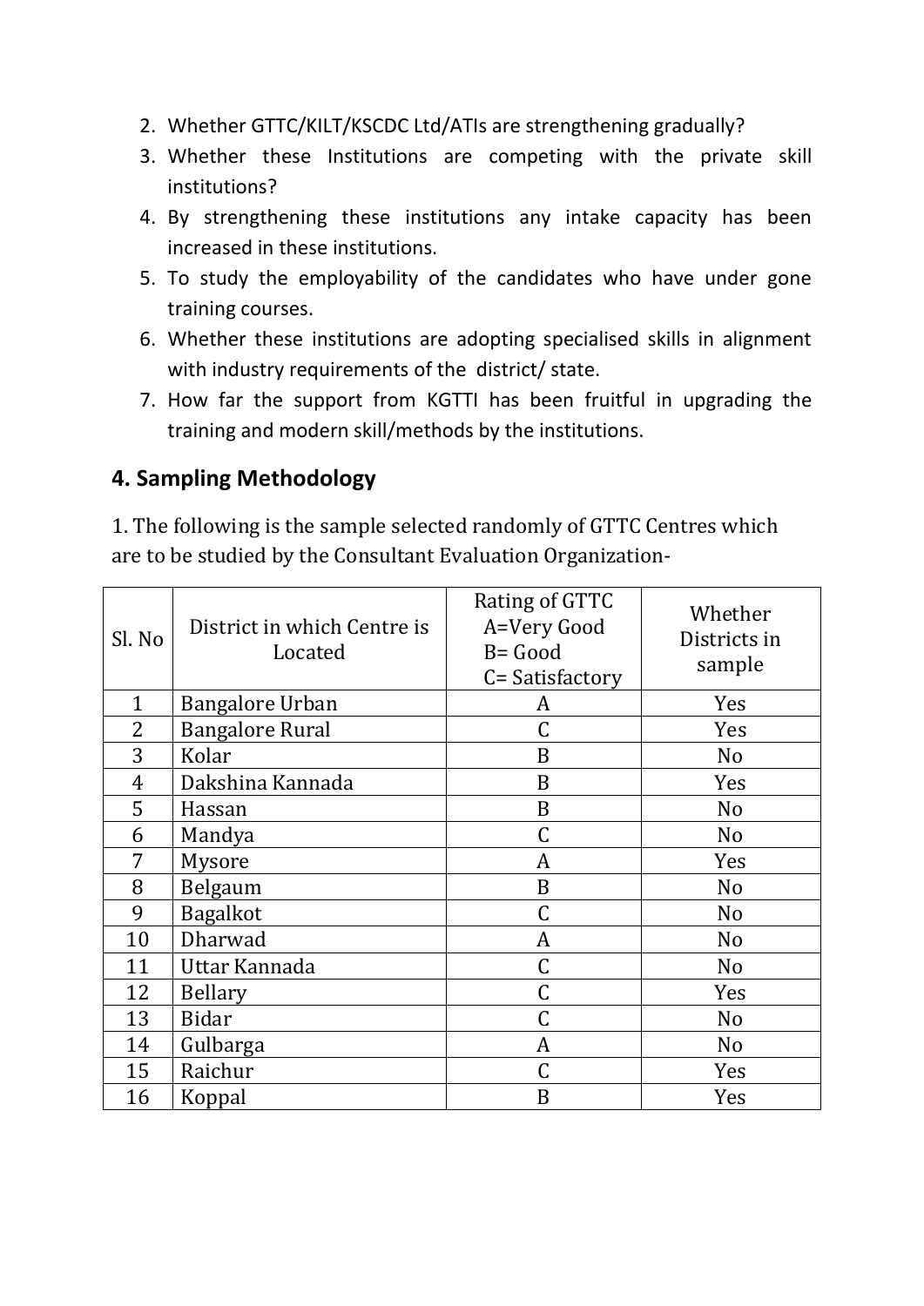2. Whether GTTC/KILT/KSCDC Ltd/ATIs are strengthening gradually?
3. Whether these Institutions are competing with the private skill institutions?
4. By strengthening these institutions any intake capacity has been increased in these institutions.
5. To study the employability of the candidates who have under gone training courses.
6. Whether these institutions are adopting specialised skills in alignment with industry requirements of the district/ state.
7. How far the support from KGTTI has been fruitful in upgrading the training and modern skill/methods by the institutions.

## 4. Sampling Methodology

1. The following is the sample selected randomly of GTTC Centres which are to be studied by the Consultant Evaluation Organization-

| Sl. No | District in which Centre is Located | Rating of GTTC A=Very Good B= Good C= Satisfactory | Whether Districts in sample |
|---|---|---|---|
| 1 | Bangalore Urban | A | Yes |
| 2 | Bangalore Rural | C | Yes |
| 3 | Kolar | B | No |
| 4 | Dakshina Kannada | B | Yes |
| 5 | Hassan | B | No |
| 6 | Mandya | C | No |
| 7 | Mysore | A | Yes |
| 8 | Belgaum | B | No |
| 9 | Bagalkot | C | No |
| 10 | Dharwad | A | No |
| 11 | Uttar Kannada | C | No |
| 12 | Bellary | C | Yes |
| 13 | Bidar | C | No |
| 14 | Gulbarga | A | No |
| 15 | Raichur | C | Yes |
| 16 | Koppal | B | Yes |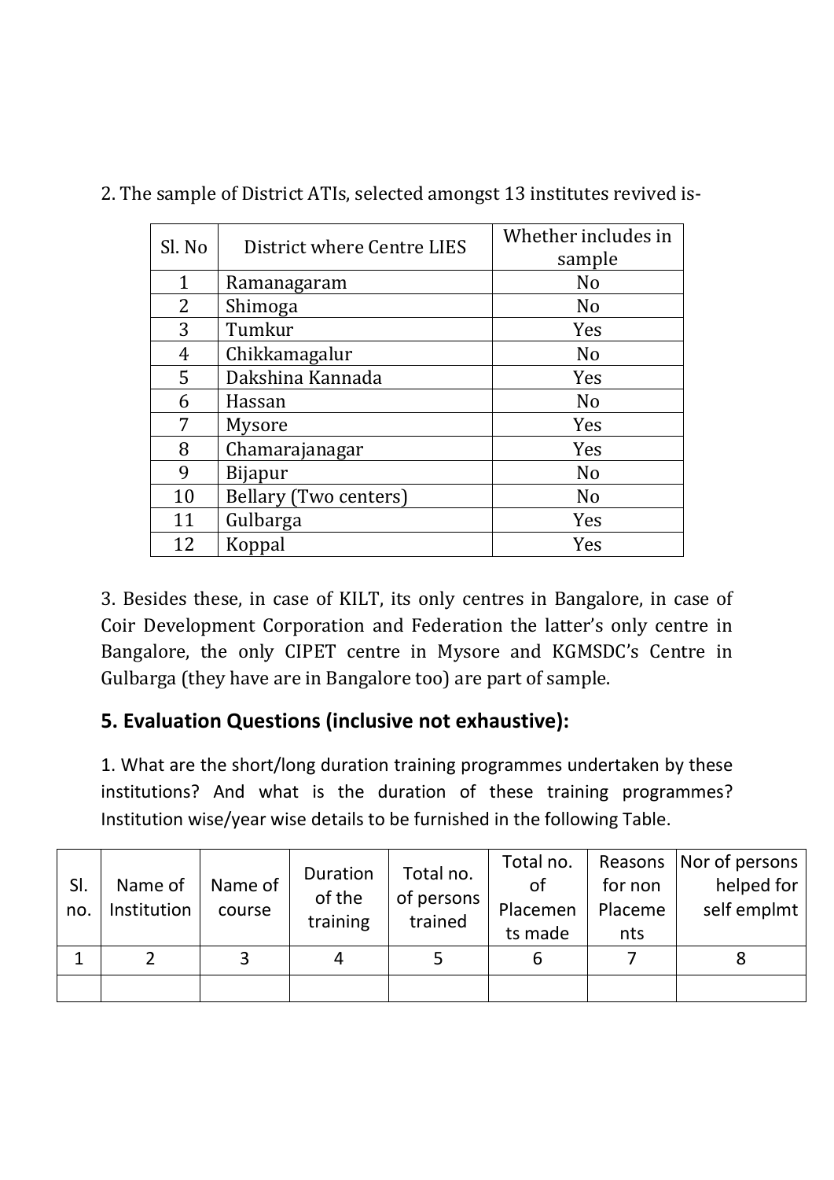2. The sample of District ATIs, selected amongst 13 institutes revived is-

| Sl. No | District where Centre LIES | Whether includes in sample |
|---|---|---|
| 1 | Ramanagaram | No |
| 2 | Shimoga | No |
| 3 | Tumkur | Yes |
| 4 | Chikkamagalur | No |
| 5 | Dakshina Kannada | Yes |
| 6 | Hassan | No |
| 7 | Mysore | Yes |
| 8 | Chamarajanagar | Yes |
| 9 | Bijapur | No |
| 10 | Bellary (Two centers) | No |
| 11 | Gulbarga | Yes |
| 12 | Koppal | Yes |

3. Besides these, in case of KILT, its only centres in Bangalore, in case of Coir Development Corporation and Federation the latter's only centre in Bangalore, the only CIPET centre in Mysore and KGMSDC's Centre in Gulbarga (they have are in Bangalore too) are part of sample.

## 5. Evaluation Questions (inclusive not exhaustive):

1. What are the short/long duration training programmes undertaken by these institutions? And what is the duration of these training programmes? Institution wise/year wise details to be furnished in the following Table.

| Sl. no. | Name of Institution | Name of course | Duration of the training | Total no. of persons trained | Total no. of Placements made | Reasons for non Placements | Nor of persons helped for self emplmt |
|---|---|---|---|---|---|---|---|
| 1 | 2 | 3 | 4 | 5 | 6 | 7 | 8 |
| | | | | | | | |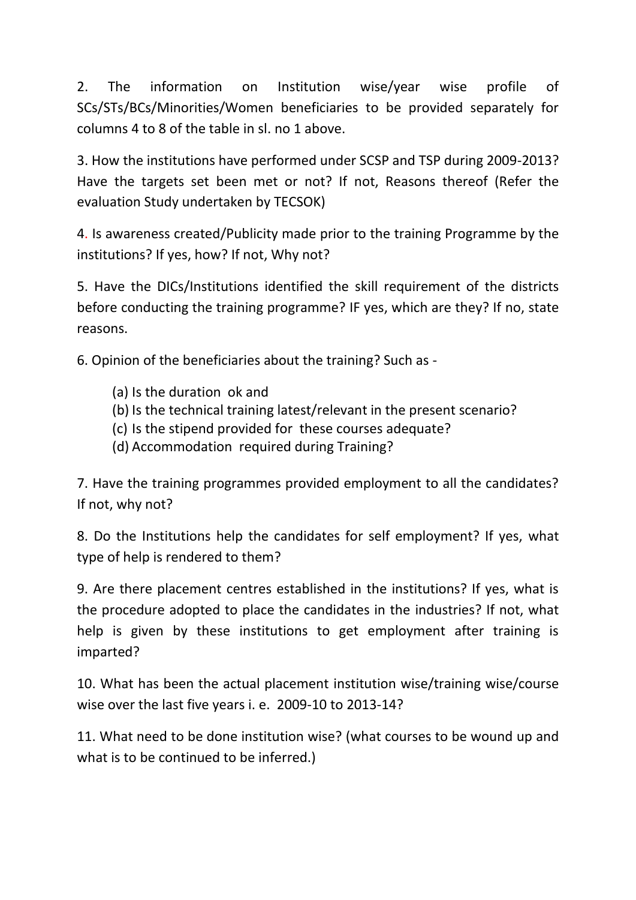2. The information on Institution wise/year wise profile of SCs/STs/BCs/Minorities/Women beneficiaries to be provided separately for columns 4 to 8 of the table in sl. no 1 above.

3. How the institutions have performed under SCSP and TSP during 2009-2013? Have the targets set been met or not? If not, Reasons thereof (Refer the evaluation Study undertaken by TECSOK)

4. Is awareness created/Publicity made prior to the training Programme by the institutions? If yes, how? If not, Why not?

5. Have the DICs/Institutions identified the skill requirement of the districts before conducting the training programme? IF yes, which are they? If no, state reasons.

6. Opinion of the beneficiaries about the training? Such as -

(a) Is the duration ok and
(b) Is the technical training latest/relevant in the present scenario?
(c) Is the stipend provided for these courses adequate?
(d) Accommodation required during Training?

7. Have the training programmes provided employment to all the candidates? If not, why not?

8. Do the Institutions help the candidates for self employment? If yes, what type of help is rendered to them?

9. Are there placement centres established in the institutions? If yes, what is the procedure adopted to place the candidates in the industries? If not, what help is given by these institutions to get employment after training is imparted?

10. What has been the actual placement institution wise/training wise/course wise over the last five years i. e. 2009-10 to 2013-14?

11. What need to be done institution wise? (what courses to be wound up and what is to be continued to be inferred.)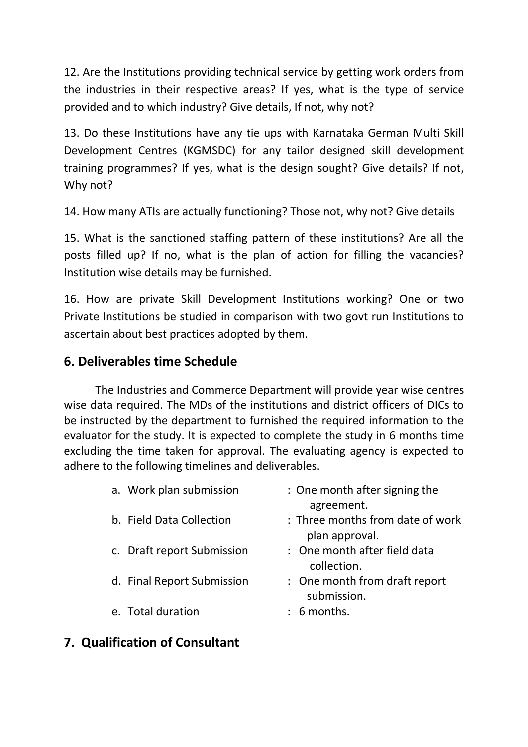12. Are the Institutions providing technical service by getting work orders from the industries in their respective areas? If yes, what is the type of service provided and to which industry? Give details, If not, why not?

13. Do these Institutions have any tie ups with Karnataka German Multi Skill Development Centres (KGMSDC) for any tailor designed skill development training programmes? If yes, what is the design sought? Give details? If not, Why not?

14. How many ATIs are actually functioning? Those not, why not? Give details

15. What is the sanctioned staffing pattern of these institutions? Are all the posts filled up? If no, what is the plan of action for filling the vacancies? Institution wise details may be furnished.

16. How are private Skill Development Institutions working? One or two Private Institutions be studied in comparison with two govt run Institutions to ascertain about best practices adopted by them.

## 6. Deliverables time Schedule

The Industries and Commerce Department will provide year wise centres wise data required. The MDs of the institutions and district officers of DICs to be instructed by the department to furnished the required information to the evaluator for the study. It is expected to complete the study in 6 months time excluding the time taken for approval. The evaluating agency is expected to adhere to the following timelines and deliverables.

a. Work plan submission : One month after signing the agreement.
b. Field Data Collection : Three months from date of work plan approval.
c. Draft report Submission : One month after field data collection.
d. Final Report Submission : One month from draft report submission.
e. Total duration : 6 months.

## 7. Qualification of Consultant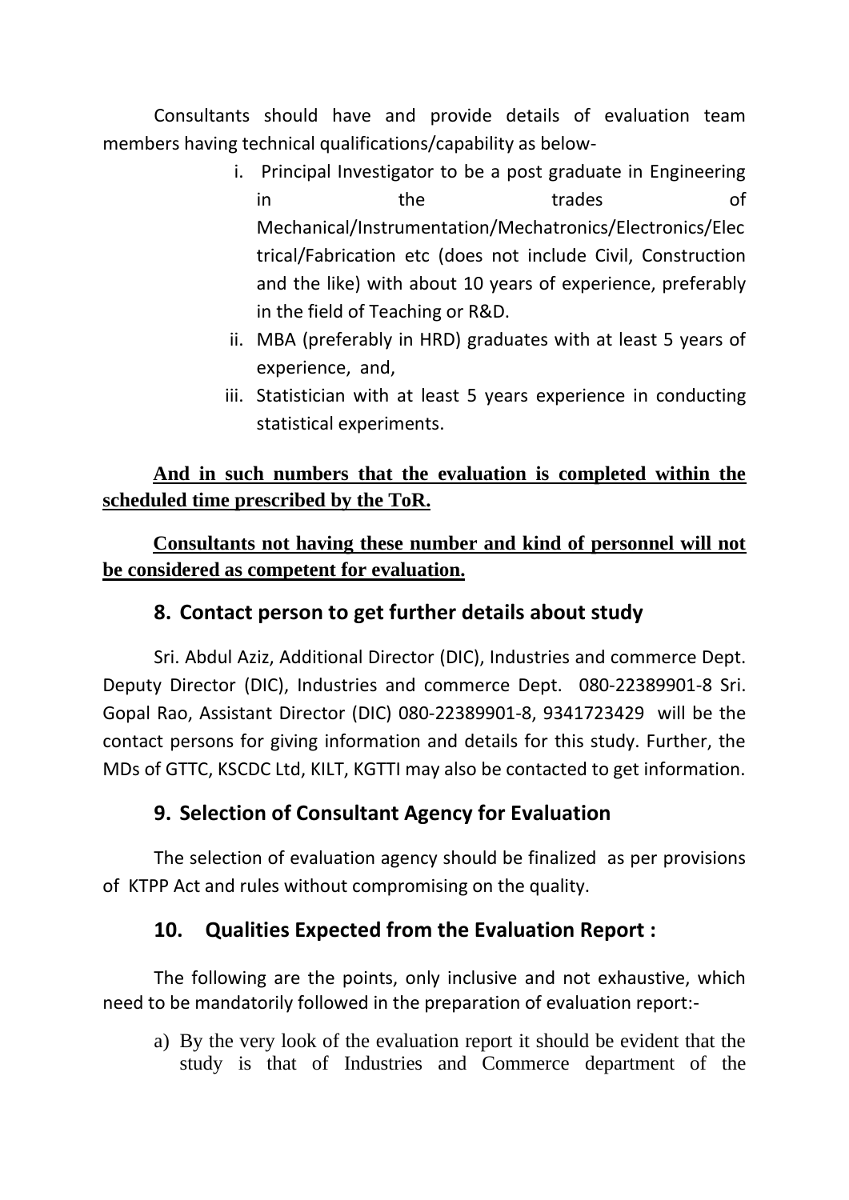Consultants should have and provide details of evaluation team members having technical qualifications/capability as below-

i. Principal Investigator to be a post graduate in Engineering in the trades of Mechanical/Instrumentation/Mechatronics/Electronics/Electrical/Fabrication etc (does not include Civil, Construction and the like) with about 10 years of experience, preferably in the field of Teaching or R&D.
ii. MBA (preferably in HRD) graduates with at least 5 years of experience, and,
iii. Statistician with at least 5 years experience in conducting statistical experiments.

**And in such numbers that the evaluation is completed within the scheduled time prescribed by the ToR.**

**Consultants not having these number and kind of personnel will not be considered as competent for evaluation.**

## 8. Contact person to get further details about study

Sri. Abdul Aziz, Additional Director (DIC), Industries and commerce Dept. Deputy Director (DIC), Industries and commerce Dept. 080-22389901-8 Sri. Gopal Rao, Assistant Director (DIC) 080-22389901-8, 9341723429 will be the contact persons for giving information and details for this study. Further, the MDs of GTTC, KSCDC Ltd, KILT, KGTTI may also be contacted to get information.

## 9. Selection of Consultant Agency for Evaluation

The selection of evaluation agency should be finalized as per provisions of KTPP Act and rules without compromising on the quality.

## 10. Qualities Expected from the Evaluation Report :

The following are the points, only inclusive and not exhaustive, which need to be mandatorily followed in the preparation of evaluation report:-

a) By the very look of the evaluation report it should be evident that the study is that of Industries and Commerce department of the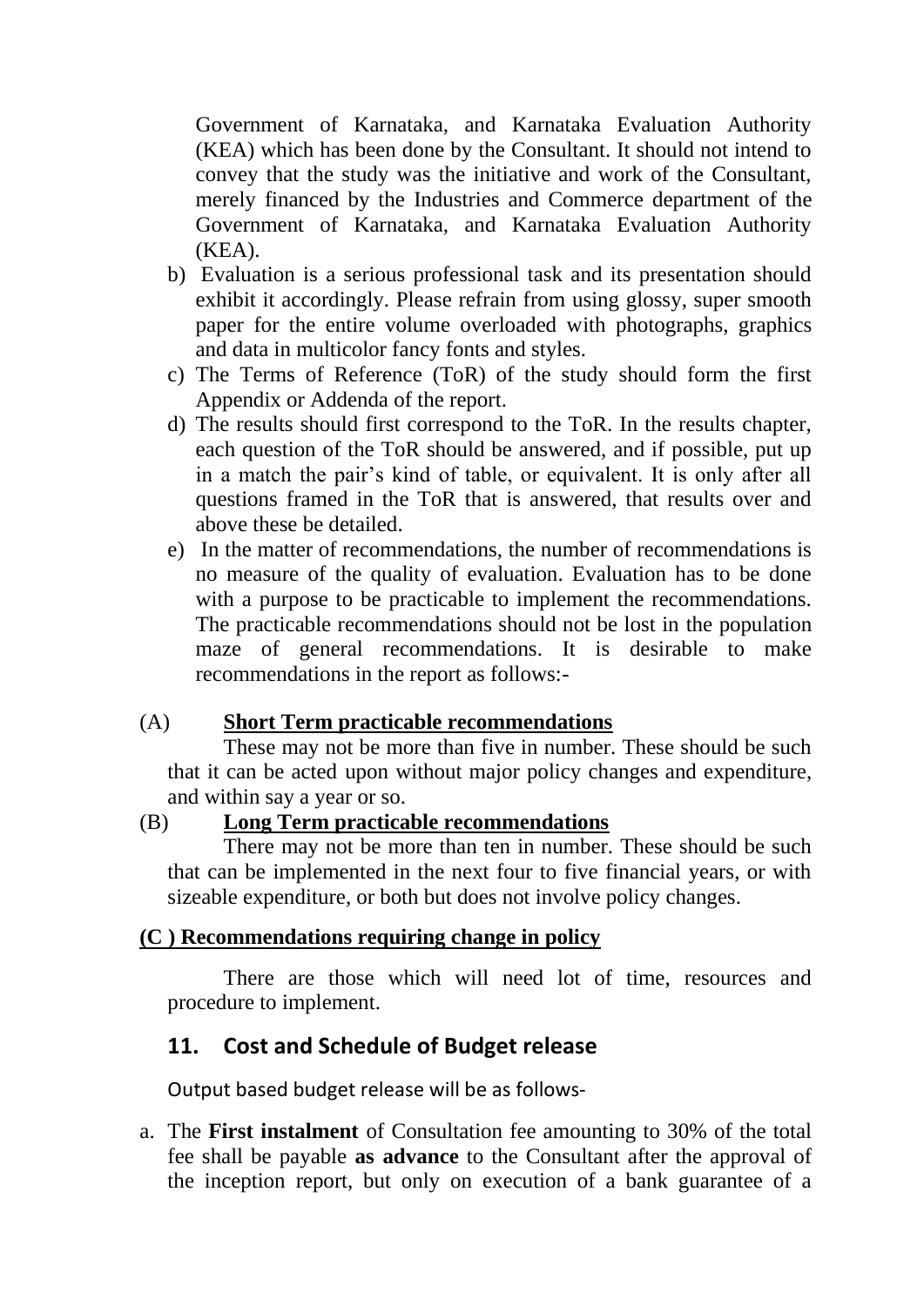Government of Karnataka, and Karnataka Evaluation Authority (KEA) which has been done by the Consultant. It should not intend to convey that the study was the initiative and work of the Consultant, merely financed by the Industries and Commerce department of the Government of Karnataka, and Karnataka Evaluation Authority (KEA).

b) Evaluation is a serious professional task and its presentation should exhibit it accordingly. Please refrain from using glossy, super smooth paper for the entire volume overloaded with photographs, graphics and data in multicolor fancy fonts and styles.

c) The Terms of Reference (ToR) of the study should form the first Appendix or Addenda of the report.

d) The results should first correspond to the ToR. In the results chapter, each question of the ToR should be answered, and if possible, put up in a match the pair's kind of table, or equivalent. It is only after all questions framed in the ToR that is answered, that results over and above these be detailed.

e) In the matter of recommendations, the number of recommendations is no measure of the quality of evaluation. Evaluation has to be done with a purpose to be practicable to implement the recommendations. The practicable recommendations should not be lost in the population maze of general recommendations. It is desirable to make recommendations in the report as follows:-

(A) **Short Term practicable recommendations**

These may not be more than five in number. These should be such that it can be acted upon without major policy changes and expenditure, and within say a year or so.

(B) **Long Term practicable recommendations**

There may not be more than ten in number. These should be such that can be implemented in the next four to five financial years, or with sizeable expenditure, or both but does not involve policy changes.

**(C ) Recommendations requiring change in policy**

There are those which will need lot of time, resources and procedure to implement.

## 11. Cost and Schedule of Budget release

Output based budget release will be as follows-

a. The **First instalment** of Consultation fee amounting to 30% of the total fee shall be payable **as advance** to the Consultant after the approval of the inception report, but only on execution of a bank guarantee of a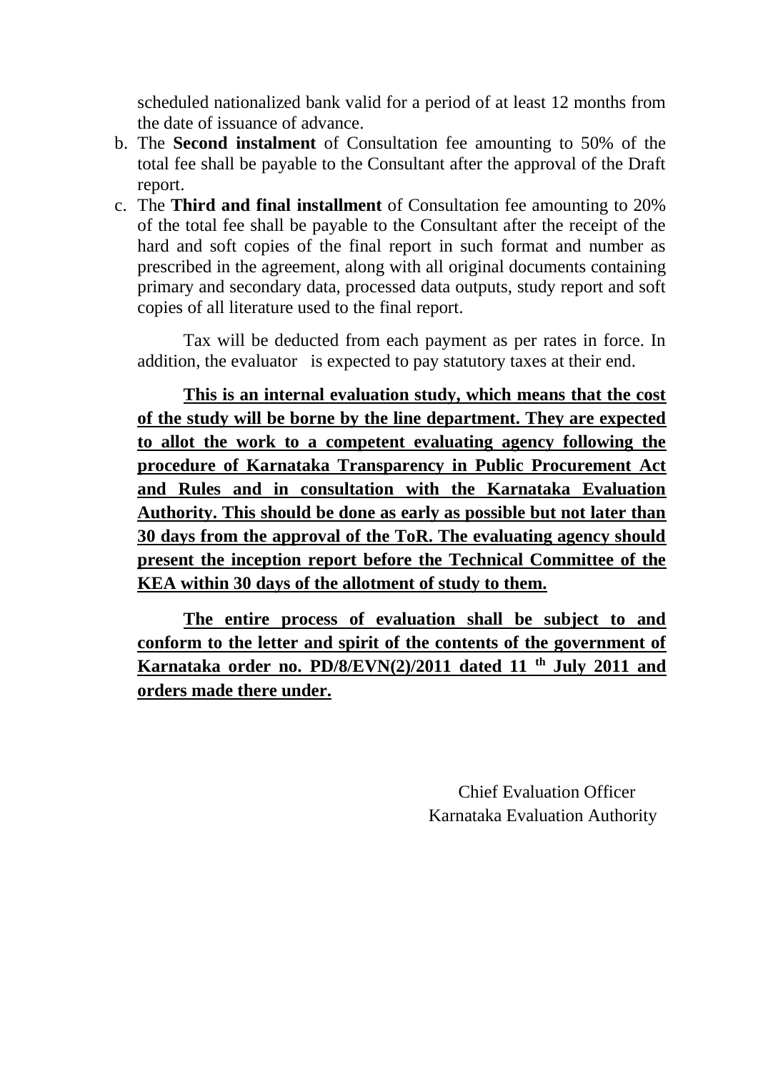scheduled nationalized bank valid for a period of at least 12 months from the date of issuance of advance.

b. The **Second instalment** of Consultation fee amounting to 50% of the total fee shall be payable to the Consultant after the approval of the Draft report.
c. The **Third and final installment** of Consultation fee amounting to 20% of the total fee shall be payable to the Consultant after the receipt of the hard and soft copies of the final report in such format and number as prescribed in the agreement, along with all original documents containing primary and secondary data, processed data outputs, study report and soft copies of all literature used to the final report.

Tax will be deducted from each payment as per rates in force. In addition, the evaluator is expected to pay statutory taxes at their end.

**This is an internal evaluation study, which means that the cost of the study will be borne by the line department. They are expected to allot the work to a competent evaluating agency following the procedure of Karnataka Transparency in Public Procurement Act and Rules and in consultation with the Karnataka Evaluation Authority. This should be done as early as possible but not later than 30 days from the approval of the ToR. The evaluating agency should present the inception report before the Technical Committee of the KEA within 30 days of the allotment of study to them.**

**The entire process of evaluation shall be subject to and conform to the letter and spirit of the contents of the government of Karnataka order no. PD/8/EVN(2)/2011 dated 11 th July 2011 and orders made there under.**

Chief Evaluation Officer
Karnataka Evaluation Authority